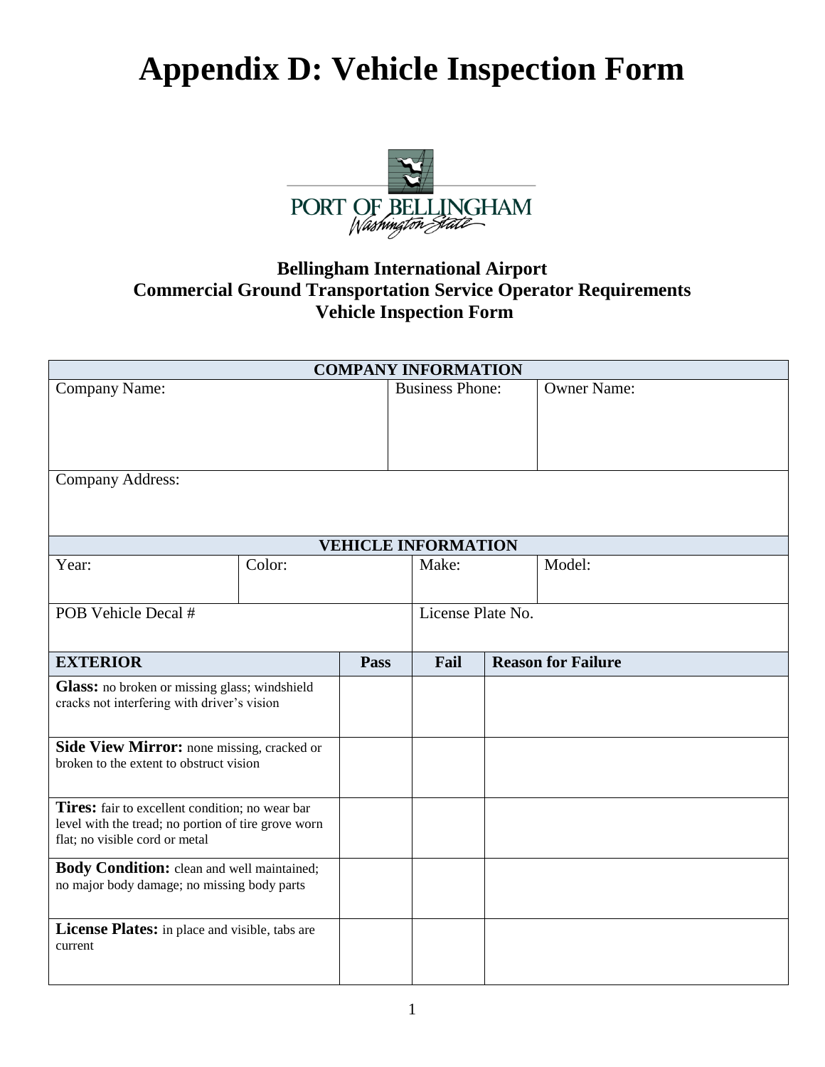# Appendix D: Vehicle Inspection Form

PORT OF BELLINGHAM
*Washington State*

### Bellingham International Airport
### Commercial Ground Transportation Service Operator Requirements
### Vehicle Inspection Form

| COMPANY INFORMATION | | |
|---|---|---|
| Company Name: | Business Phone: | Owner Name: |
| Company Address: | | |

| VEHICLE INFORMATION | | | |
|---|---|---|---|
| Year: | Color: | Make: | Model: |
| POB Vehicle Decal # | | License Plate No. | |

| EXTERIOR | Pass | Fail | Reason for Failure |
|---|---|---|---|
| **Glass:** no broken or missing glass; windshield cracks not interfering with driver's vision | | | |
| **Side View Mirror:** none missing, cracked or broken to the extent to obstruct vision | | | |
| **Tires:** fair to excellent condition; no wear bar level with the tread; no portion of tire grove worn flat; no visible cord or metal | | | |
| **Body Condition:** clean and well maintained; no major body damage; no missing body parts | | | |
| **License Plates:** in place and visible, tabs are current | | | |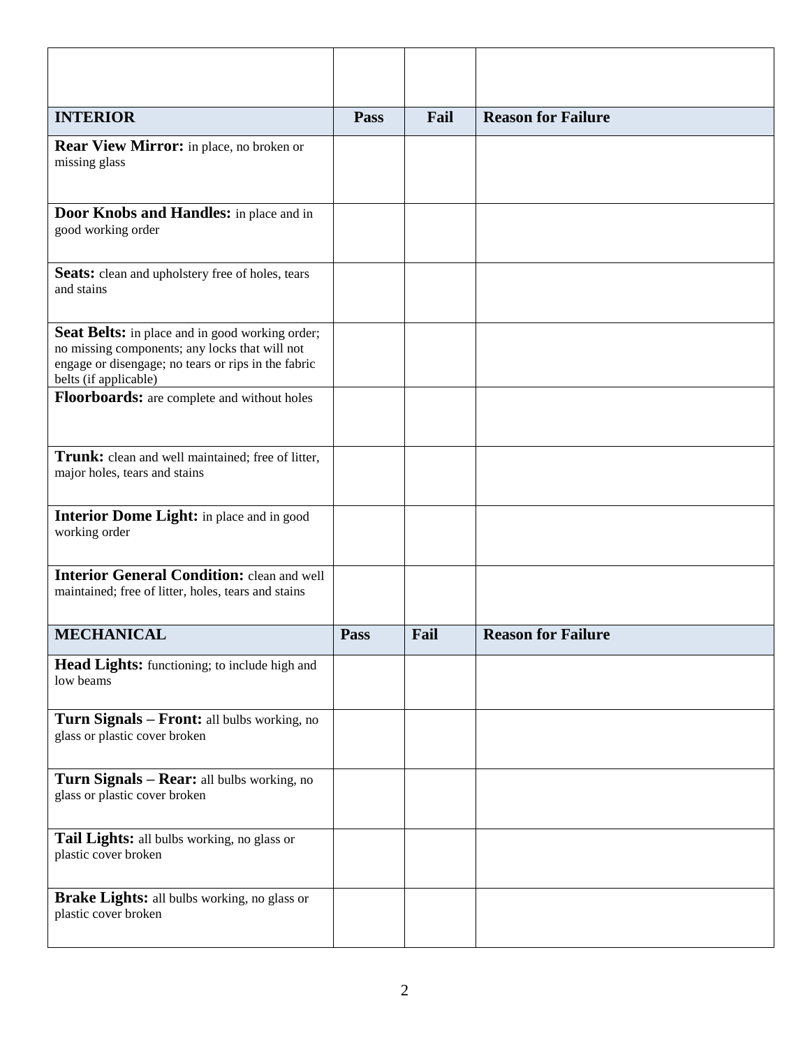| | | | |
|---|---|---|---|
| **INTERIOR** | **Pass** | **Fail** | **Reason for Failure** |
| **Rear View Mirror:** in place, no broken or missing glass | | | |
| **Door Knobs and Handles:** in place and in good working order | | | |
| **Seats:** clean and upholstery free of holes, tears and stains | | | |
| **Seat Belts:** in place and in good working order; no missing components; any locks that will not engage or disengage; no tears or rips in the fabric belts (if applicable) | | | |
| **Floorboards:** are complete and without holes | | | |
| **Trunk:** clean and well maintained; free of litter, major holes, tears and stains | | | |
| **Interior Dome Light:** in place and in good working order | | | |
| **Interior General Condition:** clean and well maintained; free of litter, holes, tears and stains | | | |
| **MECHANICAL** | **Pass** | **Fail** | **Reason for Failure** |
| **Head Lights:** functioning; to include high and low beams | | | |
| **Turn Signals – Front:** all bulbs working, no glass or plastic cover broken | | | |
| **Turn Signals – Rear:** all bulbs working, no glass or plastic cover broken | | | |
| **Tail Lights:** all bulbs working, no glass or plastic cover broken | | | |
| **Brake Lights:** all bulbs working, no glass or plastic cover broken | | | |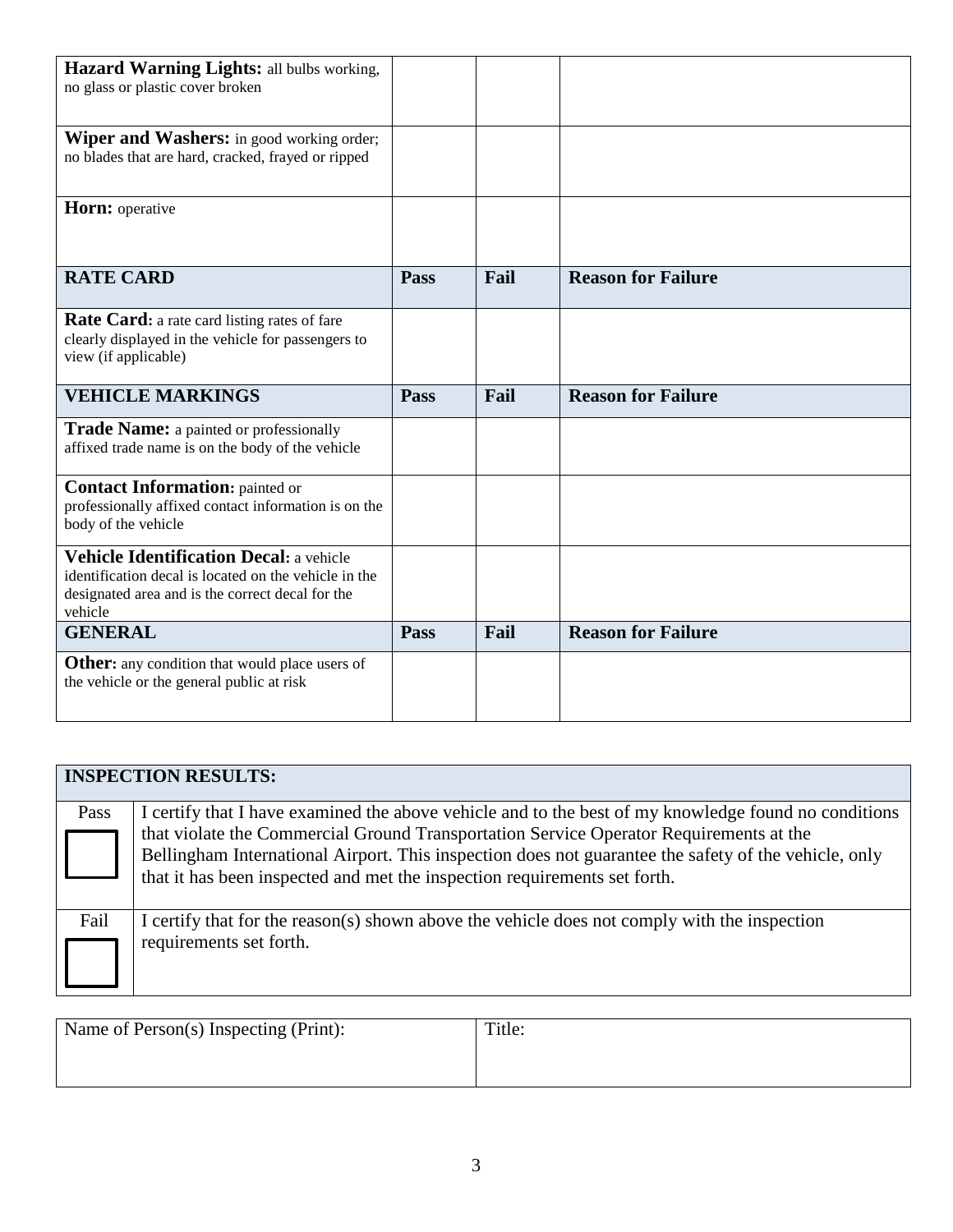| | | | |
|---|---|---|---|
| **Hazard Warning Lights:** all bulbs working, no glass or plastic cover broken | | | |
| **Wiper and Washers:** in good working order; no blades that are hard, cracked, frayed or ripped | | | |
| **Horn:** operative | | | |
| **RATE CARD** | **Pass** | **Fail** | **Reason for Failure** |
| **Rate Card:** a rate card listing rates of fare clearly displayed in the vehicle for passengers to view (if applicable) | | | |
| **VEHICLE MARKINGS** | **Pass** | **Fail** | **Reason for Failure** |
| **Trade Name:** a painted or professionally affixed trade name is on the body of the vehicle | | | |
| **Contact Information:** painted or professionally affixed contact information is on the body of the vehicle | | | |
| **Vehicle Identification Decal:** a vehicle identification decal is located on the vehicle in the designated area and is the correct decal for the vehicle | | | |
| **GENERAL** | **Pass** | **Fail** | **Reason for Failure** |
| **Other:** any condition that would place users of the vehicle or the general public at risk | | | |

| **INSPECTION RESULTS:** | |
|---|---|
| Pass ☐ | I certify that I have examined the above vehicle and to the best of my knowledge found no conditions that violate the Commercial Ground Transportation Service Operator Requirements at the Bellingham International Airport. This inspection does not guarantee the safety of the vehicle, only that it has been inspected and met the inspection requirements set forth. |
| Fail ☐ | I certify that for the reason(s) shown above the vehicle does not comply with the inspection requirements set forth. |

| Name of Person(s) Inspecting (Print): | Title: |
|---|---|
| | |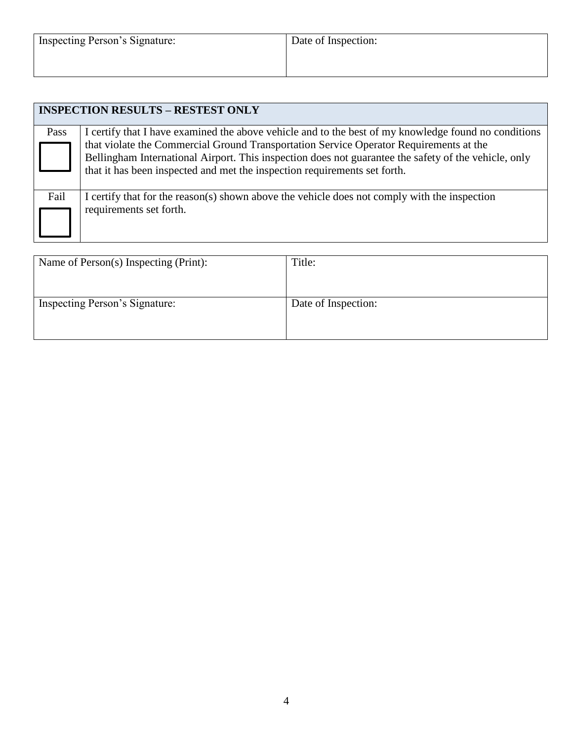| Inspecting Person's Signature: | Date of Inspection: |
|---|---|

| INSPECTION RESULTS – RESTEST ONLY | |
|---|---|
| Pass ☐ | I certify that I have examined the above vehicle and to the best of my knowledge found no conditions that violate the Commercial Ground Transportation Service Operator Requirements at the Bellingham International Airport. This inspection does not guarantee the safety of the vehicle, only that it has been inspected and met the inspection requirements set forth. |
| Fail ☐ | I certify that for the reason(s) shown above the vehicle does not comply with the inspection requirements set forth. |

| Name of Person(s) Inspecting (Print): | Title: |
|---|---|
| Inspecting Person's Signature: | Date of Inspection: |